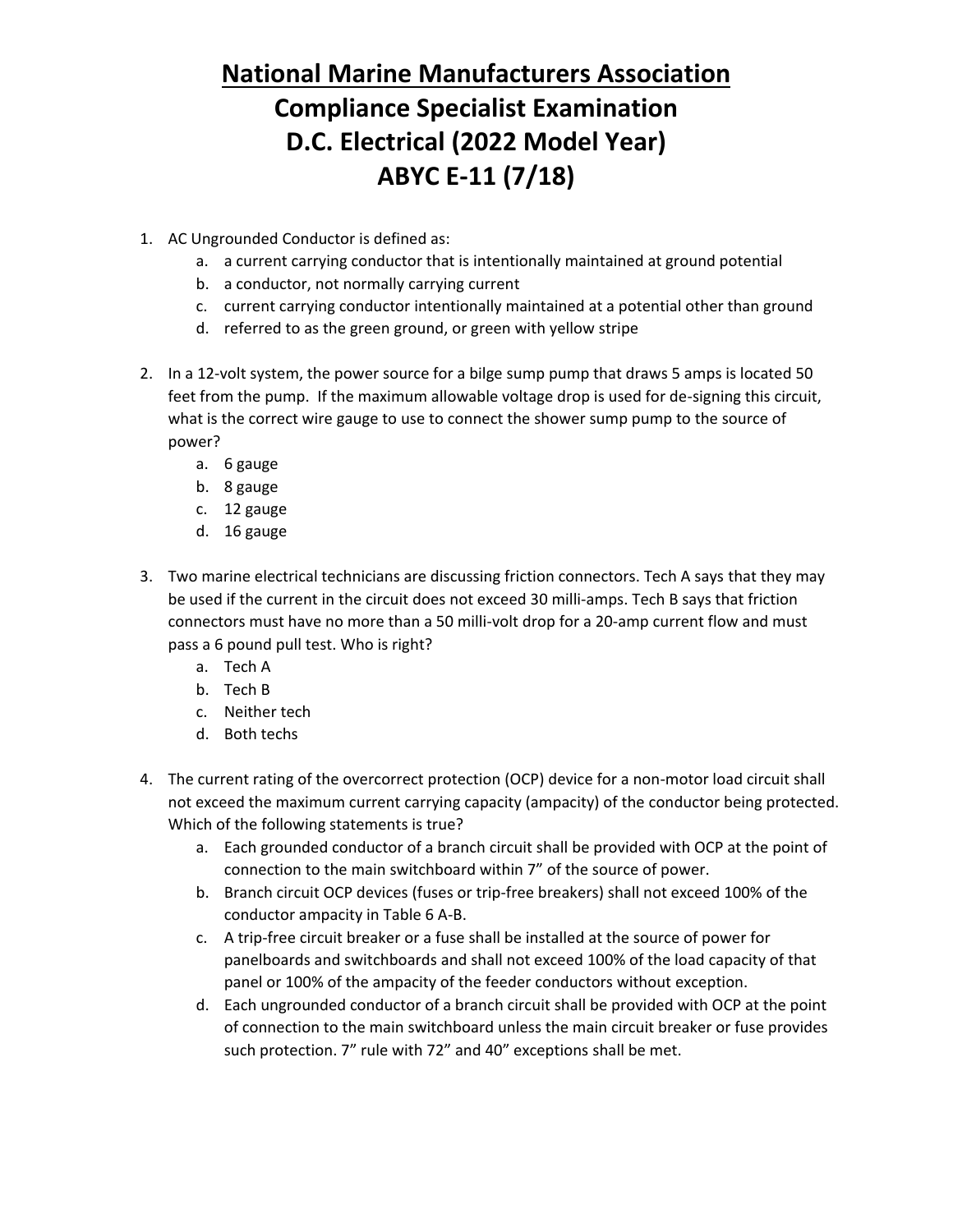# National Marine Manufacturers Association
# Compliance Specialist Examination
# D.C. Electrical (2022 Model Year)
# ABYC E-11 (7/18)

1. AC Ungrounded Conductor is defined as:
    a. a current carrying conductor that is intentionally maintained at ground potential
    b. a conductor, not normally carrying current
    c. current carrying conductor intentionally maintained at a potential other than ground
    d. referred to as the green ground, or green with yellow stripe

2. In a 12-volt system, the power source for a bilge sump pump that draws 5 amps is located 50 feet from the pump. If the maximum allowable voltage drop is used for de-signing this circuit, what is the correct wire gauge to use to connect the shower sump pump to the source of power?
    a. 6 gauge
    b. 8 gauge
    c. 12 gauge
    d. 16 gauge

3. Two marine electrical technicians are discussing friction connectors. Tech A says that they may be used if the current in the circuit does not exceed 30 milli-amps. Tech B says that friction connectors must have no more than a 50 milli-volt drop for a 20-amp current flow and must pass a 6 pound pull test. Who is right?
    a. Tech A
    b. Tech B
    c. Neither tech
    d. Both techs

4. The current rating of the overcorrect protection (OCP) device for a non-motor load circuit shall not exceed the maximum current carrying capacity (ampacity) of the conductor being protected. Which of the following statements is true?
    a. Each grounded conductor of a branch circuit shall be provided with OCP at the point of connection to the main switchboard within 7" of the source of power.
    b. Branch circuit OCP devices (fuses or trip-free breakers) shall not exceed 100% of the conductor ampacity in Table 6 A-B.
    c. A trip-free circuit breaker or a fuse shall be installed at the source of power for panelboards and switchboards and shall not exceed 100% of the load capacity of that panel or 100% of the ampacity of the feeder conductors without exception.
    d. Each ungrounded conductor of a branch circuit shall be provided with OCP at the point of connection to the main switchboard unless the main circuit breaker or fuse provides such protection. 7" rule with 72" and 40" exceptions shall be met.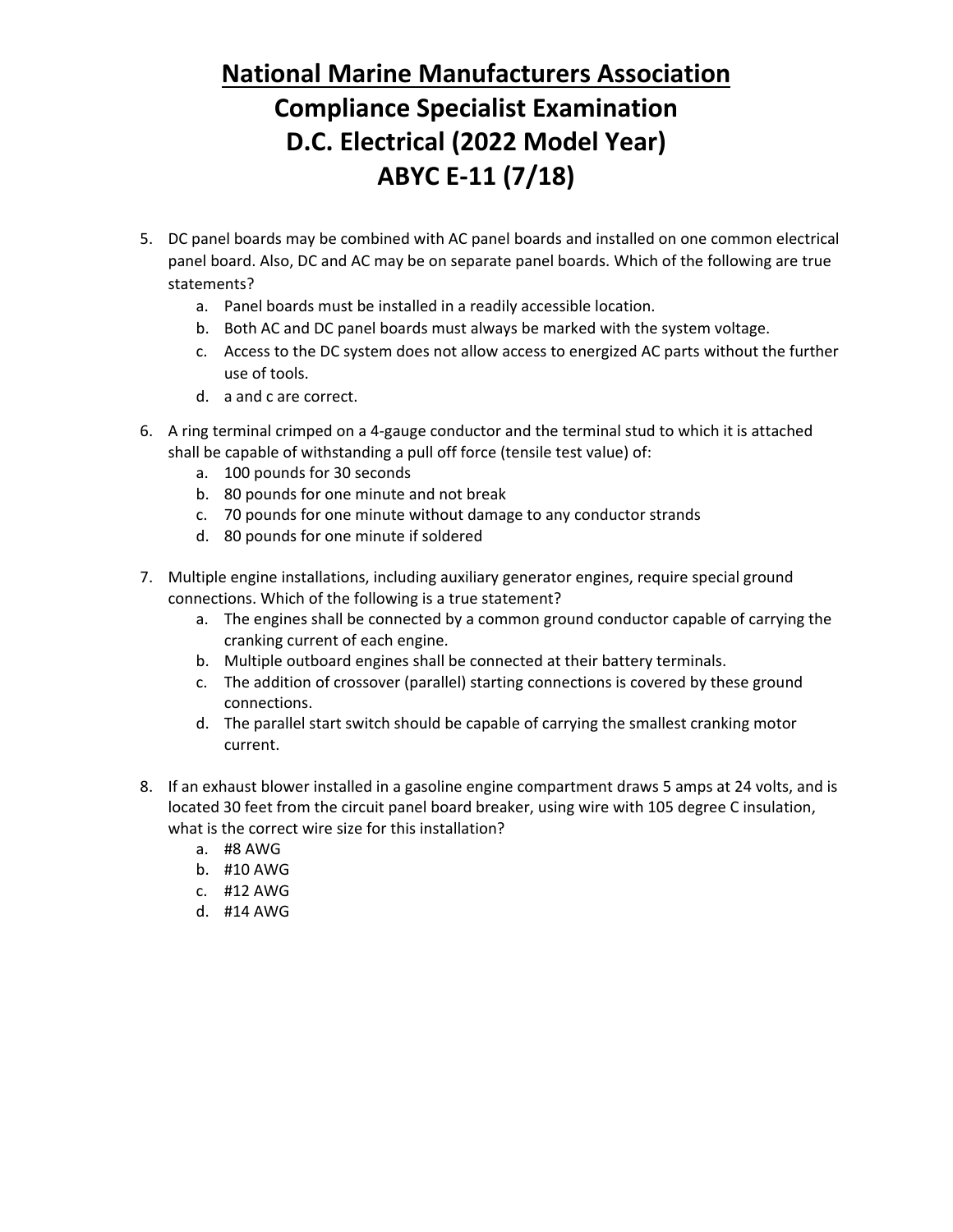# National Marine Manufacturers Association

## Compliance Specialist Examination

## D.C. Electrical (2022 Model Year)

## ABYC E-11 (7/18)

5. DC panel boards may be combined with AC panel boards and installed on one common electrical panel board. Also, DC and AC may be on separate panel boards. Which of the following are true statements?
   a. Panel boards must be installed in a readily accessible location.
   b. Both AC and DC panel boards must always be marked with the system voltage.
   c. Access to the DC system does not allow access to energized AC parts without the further use of tools.
   d. a and c are correct.

6. A ring terminal crimped on a 4-gauge conductor and the terminal stud to which it is attached shall be capable of withstanding a pull off force (tensile test value) of:
   a. 100 pounds for 30 seconds
   b. 80 pounds for one minute and not break
   c. 70 pounds for one minute without damage to any conductor strands
   d. 80 pounds for one minute if soldered

7. Multiple engine installations, including auxiliary generator engines, require special ground connections. Which of the following is a true statement?
   a. The engines shall be connected by a common ground conductor capable of carrying the cranking current of each engine.
   b. Multiple outboard engines shall be connected at their battery terminals.
   c. The addition of crossover (parallel) starting connections is covered by these ground connections.
   d. The parallel start switch should be capable of carrying the smallest cranking motor current.

8. If an exhaust blower installed in a gasoline engine compartment draws 5 amps at 24 volts, and is located 30 feet from the circuit panel board breaker, using wire with 105 degree C insulation, what is the correct wire size for this installation?
   a. #8 AWG
   b. #10 AWG
   c. #12 AWG
   d. #14 AWG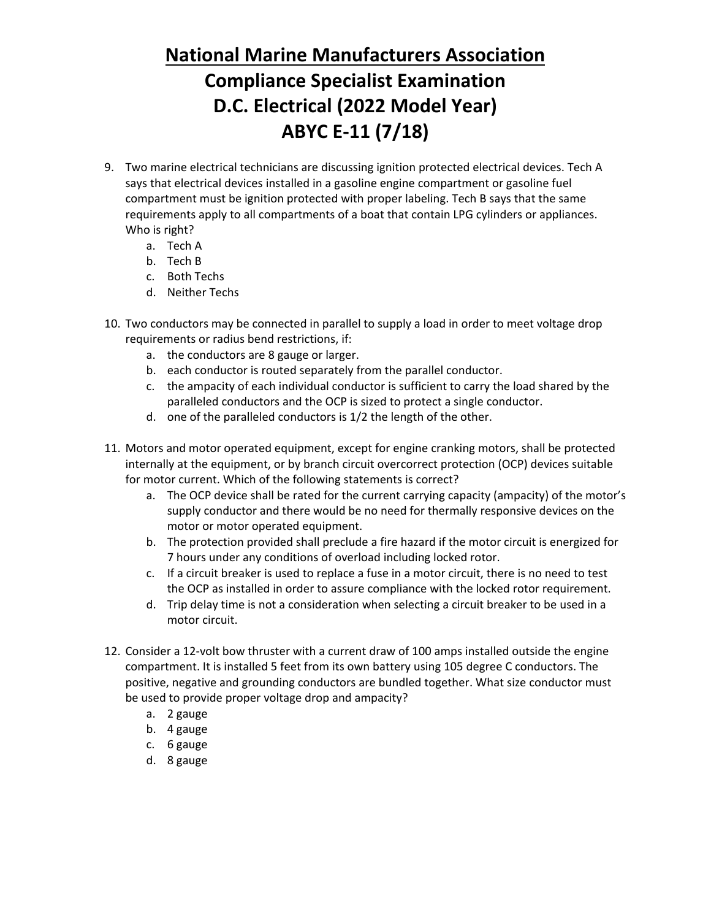# National Marine Manufacturers Association
# Compliance Specialist Examination
# D.C. Electrical (2022 Model Year)
# ABYC E-11 (7/18)

9. Two marine electrical technicians are discussing ignition protected electrical devices. Tech A says that electrical devices installed in a gasoline engine compartment or gasoline fuel compartment must be ignition protected with proper labeling. Tech B says that the same requirements apply to all compartments of a boat that contain LPG cylinders or appliances. Who is right?
    a. Tech A
    b. Tech B
    c. Both Techs
    d. Neither Techs

10. Two conductors may be connected in parallel to supply a load in order to meet voltage drop requirements or radius bend restrictions, if:
    a. the conductors are 8 gauge or larger.
    b. each conductor is routed separately from the parallel conductor.
    c. the ampacity of each individual conductor is sufficient to carry the load shared by the paralleled conductors and the OCP is sized to protect a single conductor.
    d. one of the paralleled conductors is 1/2 the length of the other.

11. Motors and motor operated equipment, except for engine cranking motors, shall be protected internally at the equipment, or by branch circuit overcorrect protection (OCP) devices suitable for motor current. Which of the following statements is correct?
    a. The OCP device shall be rated for the current carrying capacity (ampacity) of the motor's supply conductor and there would be no need for thermally responsive devices on the motor or motor operated equipment.
    b. The protection provided shall preclude a fire hazard if the motor circuit is energized for 7 hours under any conditions of overload including locked rotor.
    c. If a circuit breaker is used to replace a fuse in a motor circuit, there is no need to test the OCP as installed in order to assure compliance with the locked rotor requirement.
    d. Trip delay time is not a consideration when selecting a circuit breaker to be used in a motor circuit.

12. Consider a 12-volt bow thruster with a current draw of 100 amps installed outside the engine compartment. It is installed 5 feet from its own battery using 105 degree C conductors. The positive, negative and grounding conductors are bundled together. What size conductor must be used to provide proper voltage drop and ampacity?
    a. 2 gauge
    b. 4 gauge
    c. 6 gauge
    d. 8 gauge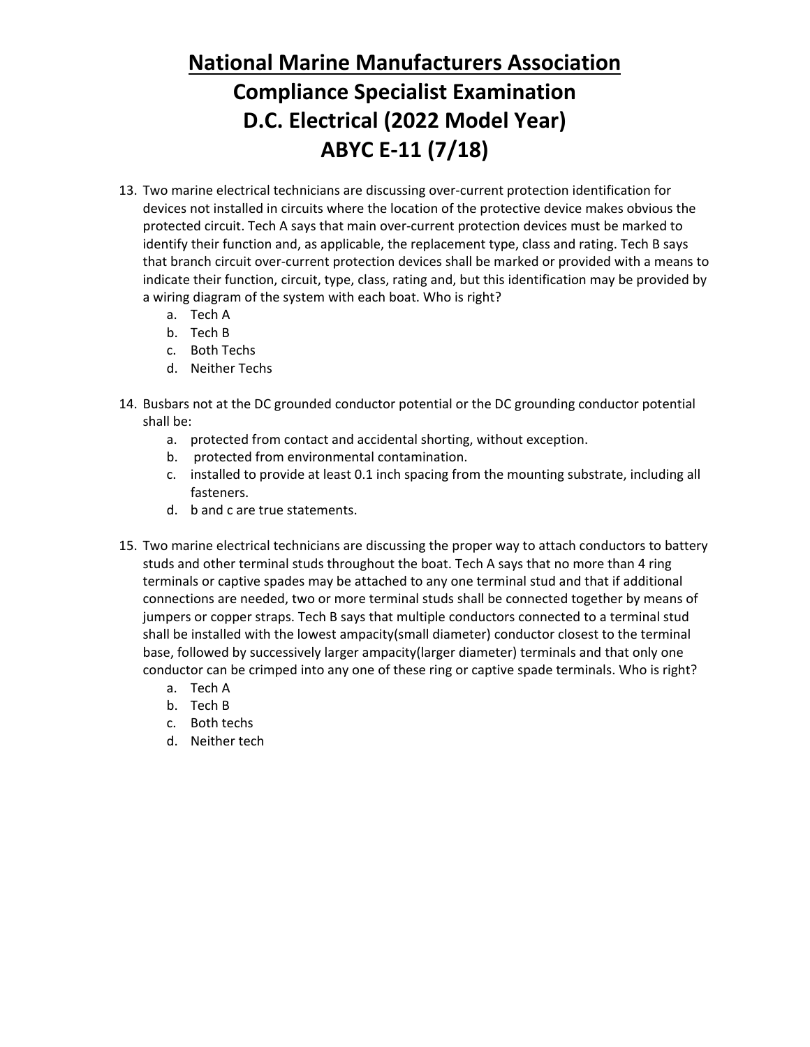# National Marine Manufacturers Association
# Compliance Specialist Examination
# D.C. Electrical (2022 Model Year)
# ABYC E-11 (7/18)

13. Two marine electrical technicians are discussing over-current protection identification for devices not installed in circuits where the location of the protective device makes obvious the protected circuit. Tech A says that main over-current protection devices must be marked to identify their function and, as applicable, the replacement type, class and rating. Tech B says that branch circuit over-current protection devices shall be marked or provided with a means to indicate their function, circuit, type, class, rating and, but this identification may be provided by a wiring diagram of the system with each boat. Who is right?
    a. Tech A
    b. Tech B
    c. Both Techs
    d. Neither Techs

14. Busbars not at the DC grounded conductor potential or the DC grounding conductor potential shall be:
    a. protected from contact and accidental shorting, without exception.
    b. protected from environmental contamination.
    c. installed to provide at least 0.1 inch spacing from the mounting substrate, including all fasteners.
    d. b and c are true statements.

15. Two marine electrical technicians are discussing the proper way to attach conductors to battery studs and other terminal studs throughout the boat. Tech A says that no more than 4 ring terminals or captive spades may be attached to any one terminal stud and that if additional connections are needed, two or more terminal studs shall be connected together by means of jumpers or copper straps. Tech B says that multiple conductors connected to a terminal stud shall be installed with the lowest ampacity(small diameter) conductor closest to the terminal base, followed by successively larger ampacity(larger diameter) terminals and that only one conductor can be crimped into any one of these ring or captive spade terminals. Who is right?
    a. Tech A
    b. Tech B
    c. Both techs
    d. Neither tech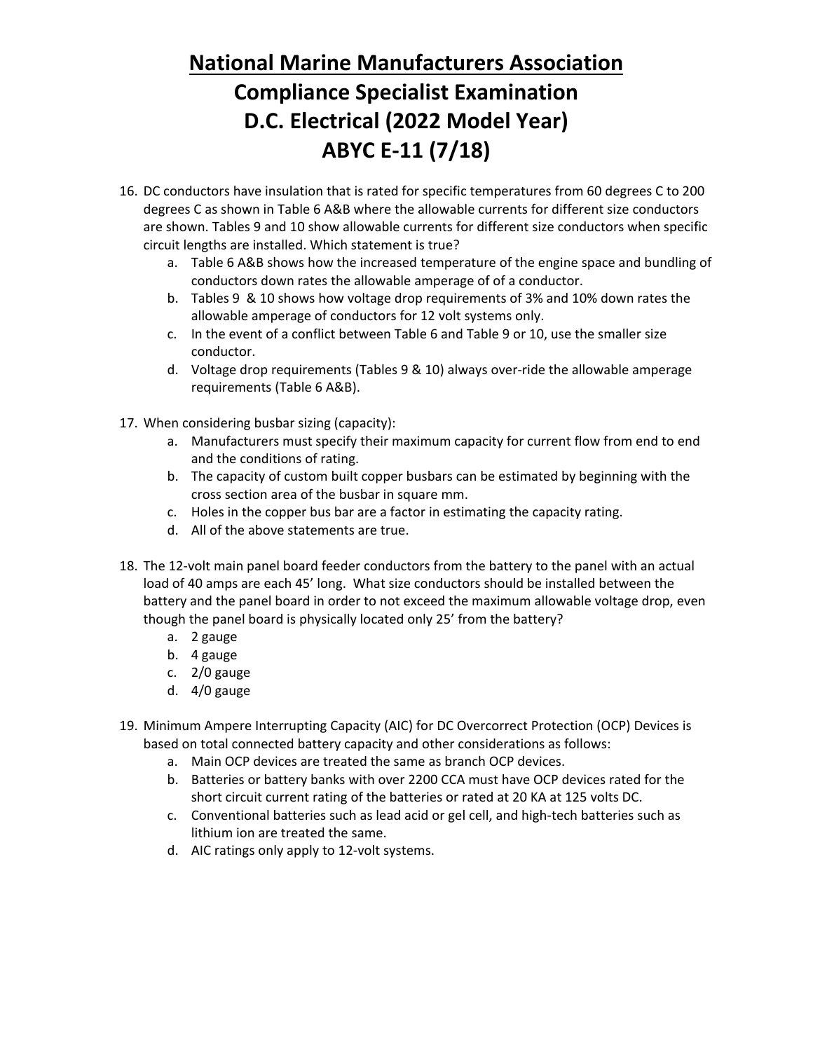# National Marine Manufacturers Association

# Compliance Specialist Examination

# D.C. Electrical (2022 Model Year)

# ABYC E-11 (7/18)

16. DC conductors have insulation that is rated for specific temperatures from 60 degrees C to 200 degrees C as shown in Table 6 A&B where the allowable currents for different size conductors are shown. Tables 9 and 10 show allowable currents for different size conductors when specific circuit lengths are installed. Which statement is true?
    a. Table 6 A&B shows how the increased temperature of the engine space and bundling of conductors down rates the allowable amperage of of a conductor.
    b. Tables 9 & 10 shows how voltage drop requirements of 3% and 10% down rates the allowable amperage of conductors for 12 volt systems only.
    c. In the event of a conflict between Table 6 and Table 9 or 10, use the smaller size conductor.
    d. Voltage drop requirements (Tables 9 & 10) always over-ride the allowable amperage requirements (Table 6 A&B).

17. When considering busbar sizing (capacity):
    a. Manufacturers must specify their maximum capacity for current flow from end to end and the conditions of rating.
    b. The capacity of custom built copper busbars can be estimated by beginning with the cross section area of the busbar in square mm.
    c. Holes in the copper bus bar are a factor in estimating the capacity rating.
    d. All of the above statements are true.

18. The 12-volt main panel board feeder conductors from the battery to the panel with an actual load of 40 amps are each 45' long. What size conductors should be installed between the battery and the panel board in order to not exceed the maximum allowable voltage drop, even though the panel board is physically located only 25' from the battery?
    a. 2 gauge
    b. 4 gauge
    c. 2/0 gauge
    d. 4/0 gauge

19. Minimum Ampere Interrupting Capacity (AIC) for DC Overcorrect Protection (OCP) Devices is based on total connected battery capacity and other considerations as follows:
    a. Main OCP devices are treated the same as branch OCP devices.
    b. Batteries or battery banks with over 2200 CCA must have OCP devices rated for the short circuit current rating of the batteries or rated at 20 KA at 125 volts DC.
    c. Conventional batteries such as lead acid or gel cell, and high-tech batteries such as lithium ion are treated the same.
    d. AIC ratings only apply to 12-volt systems.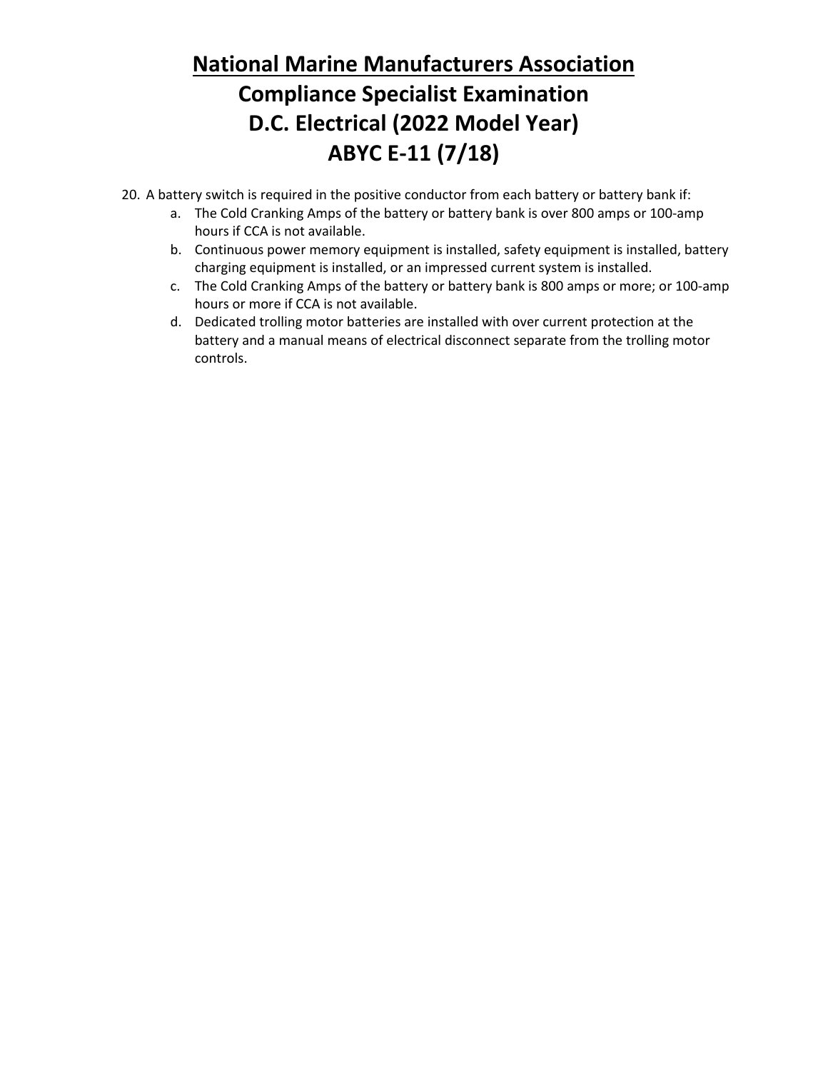# National Marine Manufacturers Association

# Compliance Specialist Examination

# D.C. Electrical (2022 Model Year)

# ABYC E-11 (7/18)

20. A battery switch is required in the positive conductor from each battery or battery bank if:
    a. The Cold Cranking Amps of the battery or battery bank is over 800 amps or 100-amp hours if CCA is not available.
    b. Continuous power memory equipment is installed, safety equipment is installed, battery charging equipment is installed, or an impressed current system is installed.
    c. The Cold Cranking Amps of the battery or battery bank is 800 amps or more; or 100-amp hours or more if CCA is not available.
    d. Dedicated trolling motor batteries are installed with over current protection at the battery and a manual means of electrical disconnect separate from the trolling motor controls.